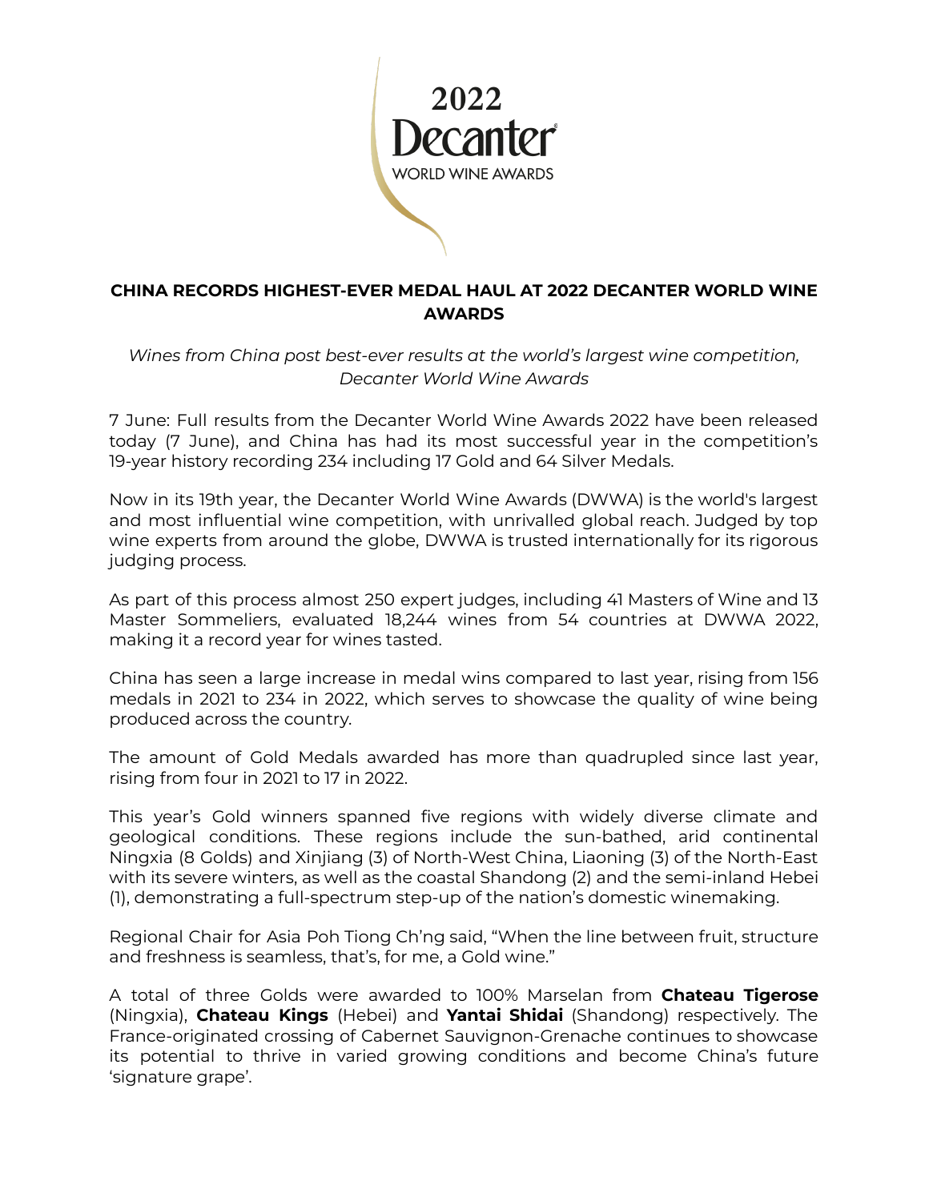# CHINA RECORDS HIGHEST-EVER MEDAL HAUL AT 2022 DECANTER WORLD WINE AWARDS

*Wines from China post best-ever results at the world's largest wine competition, Decanter World Wine Awards*

7 June: Full results from the Decanter World Wine Awards 2022 have been released today (7 June), and China has had its most successful year in the competition's 19-year history recording 234 including 17 Gold and 64 Silver Medals.

Now in its 19th year, the Decanter World Wine Awards (DWWA) is the world's largest and most influential wine competition, with unrivalled global reach. Judged by top wine experts from around the globe, DWWA is trusted internationally for its rigorous judging process.

As part of this process almost 250 expert judges, including 41 Masters of Wine and 13 Master Sommeliers, evaluated 18,244 wines from 54 countries at DWWA 2022, making it a record year for wines tasted.

China has seen a large increase in medal wins compared to last year, rising from 156 medals in 2021 to 234 in 2022, which serves to showcase the quality of wine being produced across the country.

The amount of Gold Medals awarded has more than quadrupled since last year, rising from four in 2021 to 17 in 2022.

This year's Gold winners spanned five regions with widely diverse climate and geological conditions. These regions include the sun-bathed, arid continental Ningxia (8 Golds) and Xinjiang (3) of North-West China, Liaoning (3) of the North-East with its severe winters, as well as the coastal Shandong (2) and the semi-inland Hebei (1), demonstrating a full-spectrum step-up of the nation's domestic winemaking.

Regional Chair for Asia Poh Tiong Ch'ng said, "When the line between fruit, structure and freshness is seamless, that's, for me, a Gold wine."

A total of three Golds were awarded to 100% Marselan from **Chateau Tigerose** (Ningxia), **Chateau Kings** (Hebei) and **Yantai Shidai** (Shandong) respectively. The France-originated crossing of Cabernet Sauvignon-Grenache continues to showcase its potential to thrive in varied growing conditions and become China's future 'signature grape'.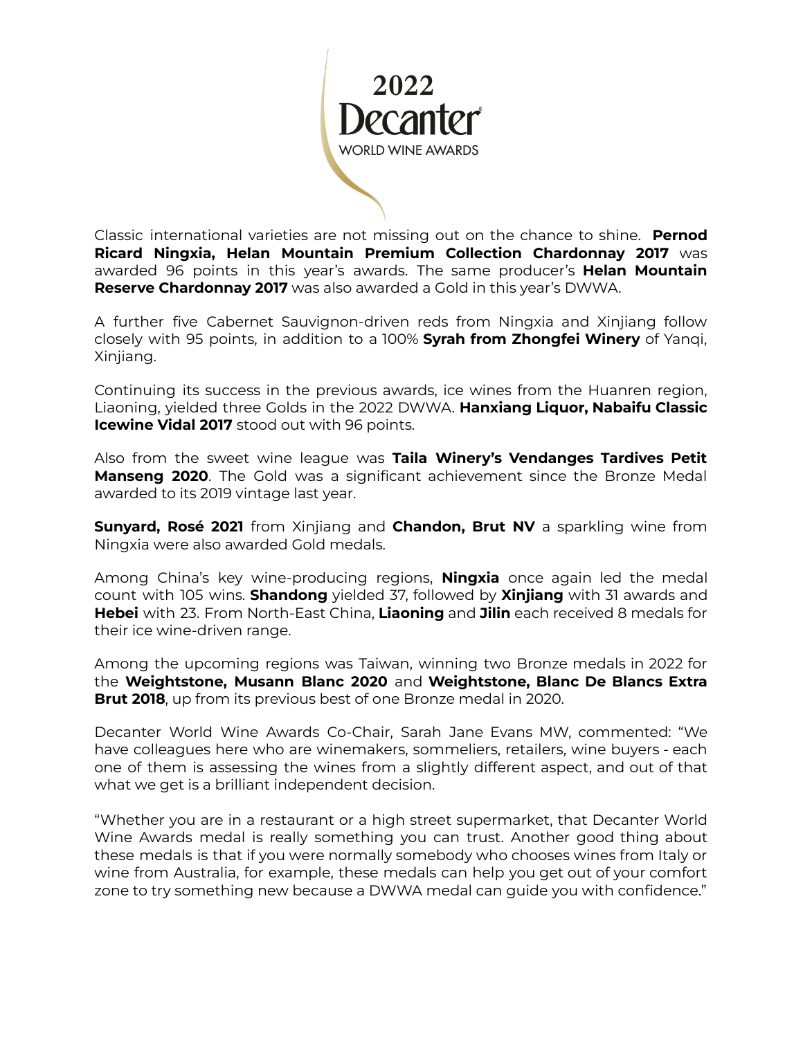Classic international varieties are not missing out on the chance to shine. **Pernod Ricard Ningxia, Helan Mountain Premium Collection Chardonnay 2017** was awarded 96 points in this year's awards. The same producer's **Helan Mountain Reserve Chardonnay 2017** was also awarded a Gold in this year's DWWA.

A further five Cabernet Sauvignon-driven reds from Ningxia and Xinjiang follow closely with 95 points, in addition to a 100% **Syrah from Zhongfei Winery** of Yanqi, Xinjiang.

Continuing its success in the previous awards, ice wines from the Huanren region, Liaoning, yielded three Golds in the 2022 DWWA. **Hanxiang Liquor, Nabaifu Classic Icewine Vidal 2017** stood out with 96 points.

Also from the sweet wine league was **Taila Winery's Vendanges Tardives Petit Manseng 2020**. The Gold was a significant achievement since the Bronze Medal awarded to its 2019 vintage last year.

**Sunyard, Rosé 2021** from Xinjiang and **Chandon, Brut NV** a sparkling wine from Ningxia were also awarded Gold medals.

Among China's key wine-producing regions, **Ningxia** once again led the medal count with 105 wins. **Shandong** yielded 37, followed by **Xinjiang** with 31 awards and **Hebei** with 23. From North-East China, **Liaoning** and **Jilin** each received 8 medals for their ice wine-driven range.

Among the upcoming regions was Taiwan, winning two Bronze medals in 2022 for the **Weightstone, Musann Blanc 2020** and **Weightstone, Blanc De Blancs Extra Brut 2018**, up from its previous best of one Bronze medal in 2020.

Decanter World Wine Awards Co-Chair, Sarah Jane Evans MW, commented: "We have colleagues here who are winemakers, sommeliers, retailers, wine buyers - each one of them is assessing the wines from a slightly different aspect, and out of that what we get is a brilliant independent decision.

"Whether you are in a restaurant or a high street supermarket, that Decanter World Wine Awards medal is really something you can trust. Another good thing about these medals is that if you were normally somebody who chooses wines from Italy or wine from Australia, for example, these medals can help you get out of your comfort zone to try something new because a DWWA medal can guide you with confidence."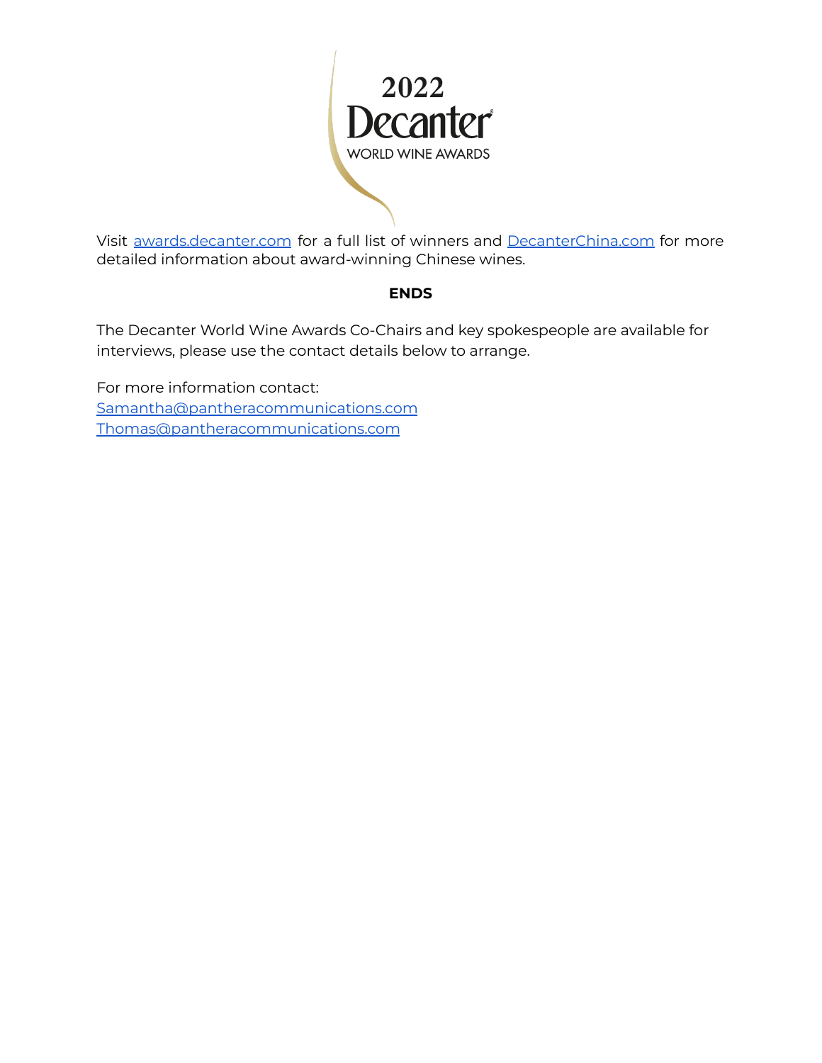Visit awards.decanter.com for a full list of winners and DecanterChina.com for more detailed information about award-winning Chinese wines.

**ENDS**

The Decanter World Wine Awards Co-Chairs and key spokespeople are available for interviews, please use the contact details below to arrange.

For more information contact:
Samantha@pantheracommunications.com
Thomas@pantheracommunications.com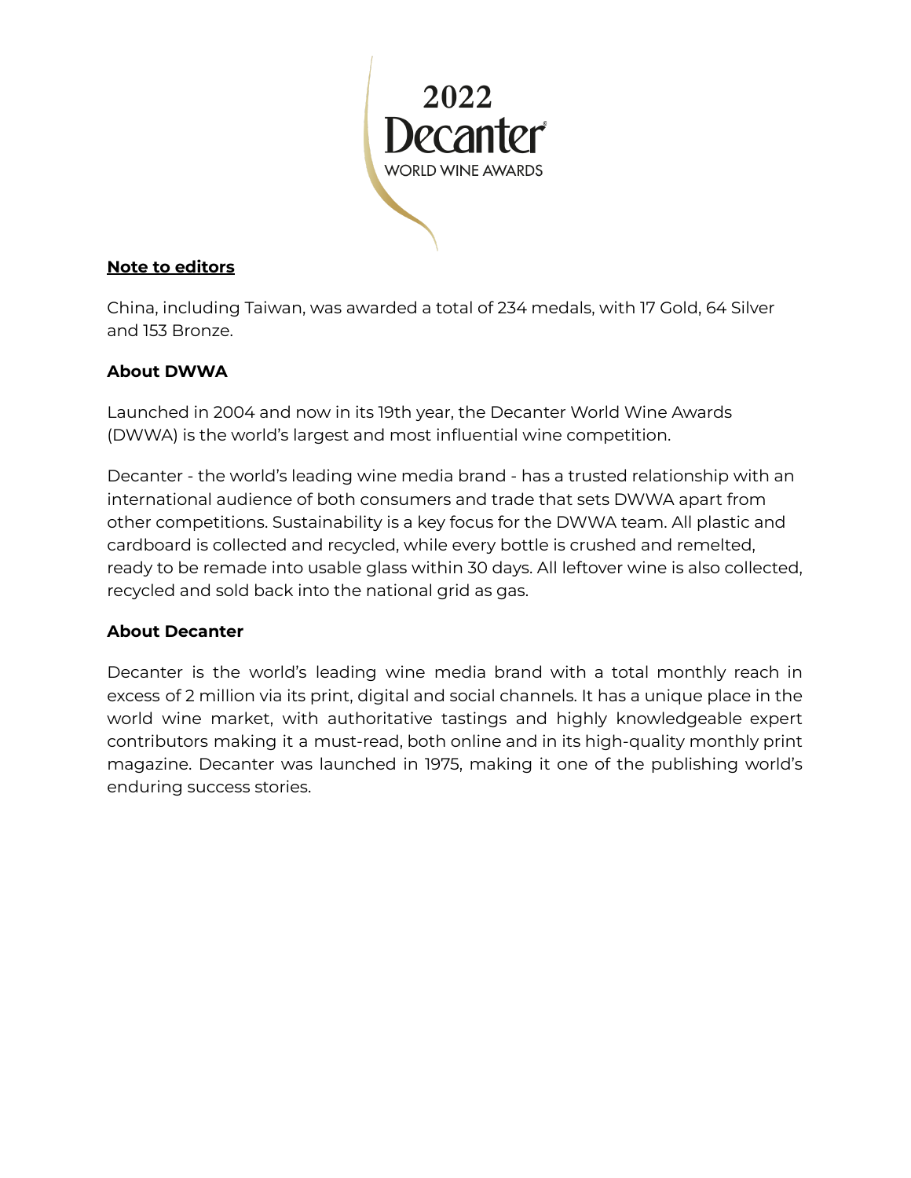2022 Decanter WORLD WINE AWARDS

**Note to editors**

China, including Taiwan, was awarded a total of 234 medals, with 17 Gold, 64 Silver and 153 Bronze.

**About DWWA**

Launched in 2004 and now in its 19th year, the Decanter World Wine Awards (DWWA) is the world's largest and most influential wine competition.

Decanter - the world's leading wine media brand - has a trusted relationship with an international audience of both consumers and trade that sets DWWA apart from other competitions. Sustainability is a key focus for the DWWA team. All plastic and cardboard is collected and recycled, while every bottle is crushed and remelted, ready to be remade into usable glass within 30 days. All leftover wine is also collected, recycled and sold back into the national grid as gas.

**About Decanter**

Decanter is the world's leading wine media brand with a total monthly reach in excess of 2 million via its print, digital and social channels. It has a unique place in the world wine market, with authoritative tastings and highly knowledgeable expert contributors making it a must-read, both online and in its high-quality monthly print magazine. Decanter was launched in 1975, making it one of the publishing world's enduring success stories.